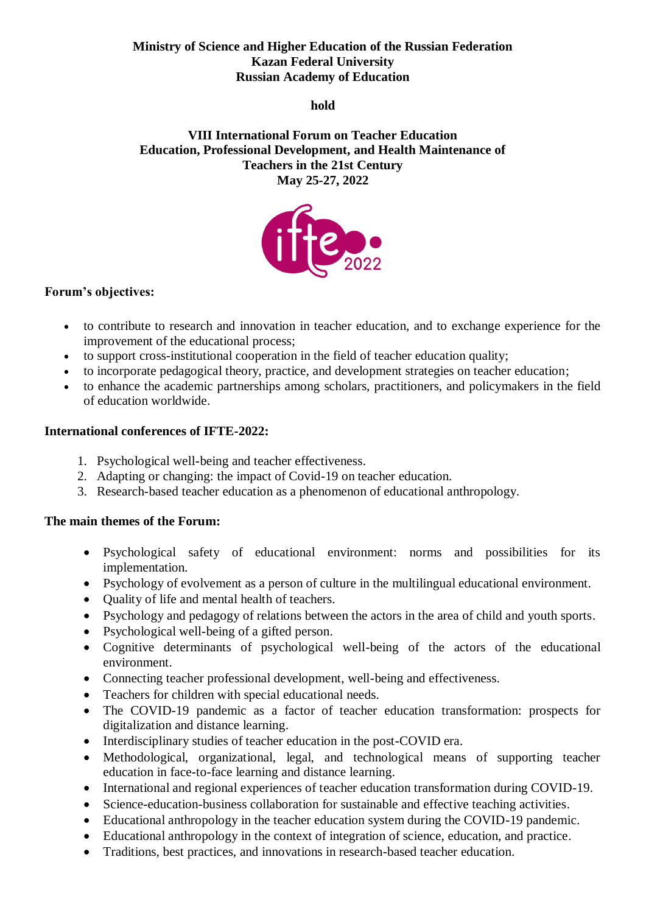**Ministry of Science and Higher Education of the Russian Federation**
**Kazan Federal University**
**Russian Academy of Education**

**hold**

# VIII International Forum on Teacher Education
## Education, Professional Development, and Health Maintenance of Teachers in the 21st Century
**May 25-27, 2022**

### Forum's objectives:

- to contribute to research and innovation in teacher education, and to exchange experience for the improvement of the educational process;
- to support cross-institutional cooperation in the field of teacher education quality;
- to incorporate pedagogical theory, practice, and development strategies on teacher education;
- to enhance the academic partnerships among scholars, practitioners, and policymakers in the field of education worldwide.

### International conferences of IFTE-2022:

1. Psychological well-being and teacher effectiveness.
2. Adapting or changing: the impact of Covid-19 on teacher education.
3. Research-based teacher education as a phenomenon of educational anthropology.

### The main themes of the Forum:

- Psychological safety of educational environment: norms and possibilities for its implementation.
- Psychology of evolvement as a person of culture in the multilingual educational environment.
- Quality of life and mental health of teachers.
- Psychology and pedagogy of relations between the actors in the area of child and youth sports.
- Psychological well-being of a gifted person.
- Cognitive determinants of psychological well-being of the actors of the educational environment.
- Connecting teacher professional development, well-being and effectiveness.
- Teachers for children with special educational needs.
- The COVID-19 pandemic as a factor of teacher education transformation: prospects for digitalization and distance learning.
- Interdisciplinary studies of teacher education in the post-COVID era.
- Methodological, organizational, legal, and technological means of supporting teacher education in face-to-face learning and distance learning.
- International and regional experiences of teacher education transformation during COVID-19.
- Science-education-business collaboration for sustainable and effective teaching activities.
- Educational anthropology in the teacher education system during the COVID-19 pandemic.
- Educational anthropology in the context of integration of science, education, and practice.
- Traditions, best practices, and innovations in research-based teacher education.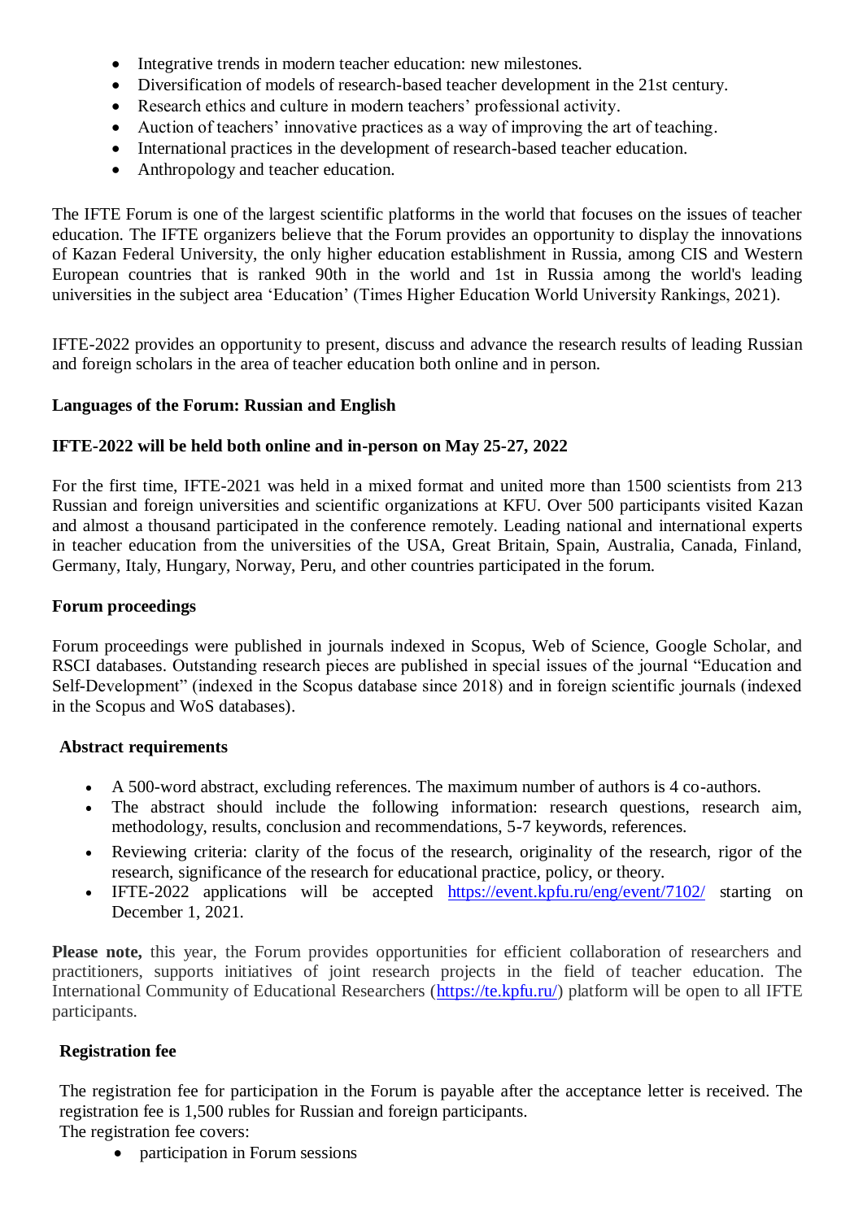- Integrative trends in modern teacher education: new milestones.
- Diversification of models of research-based teacher development in the 21st century.
- Research ethics and culture in modern teachers' professional activity.
- Auction of teachers' innovative practices as a way of improving the art of teaching.
- International practices in the development of research-based teacher education.
- Anthropology and teacher education.

The IFTE Forum is one of the largest scientific platforms in the world that focuses on the issues of teacher education. The IFTE organizers believe that the Forum provides an opportunity to display the innovations of Kazan Federal University, the only higher education establishment in Russia, among CIS and Western European countries that is ranked 90th in the world and 1st in Russia among the world's leading universities in the subject area 'Education' (Times Higher Education World University Rankings, 2021).

IFTE-2022 provides an opportunity to present, discuss and advance the research results of leading Russian and foreign scholars in the area of teacher education both online and in person.

**Languages of the Forum: Russian and English**

**IFTE-2022 will be held both online and in-person on May 25-27, 2022**

For the first time, IFTE-2021 was held in a mixed format and united more than 1500 scientists from 213 Russian and foreign universities and scientific organizations at KFU. Over 500 participants visited Kazan and almost a thousand participated in the conference remotely. Leading national and international experts in teacher education from the universities of the USA, Great Britain, Spain, Australia, Canada, Finland, Germany, Italy, Hungary, Norway, Peru, and other countries participated in the forum.

**Forum proceedings**

Forum proceedings were published in journals indexed in Scopus, Web of Science, Google Scholar, and RSCI databases. Outstanding research pieces are published in special issues of the journal "Education and Self-Development" (indexed in the Scopus database since 2018) and in foreign scientific journals (indexed in the Scopus and WoS databases).

**Abstract requirements**

- A 500-word abstract, excluding references. The maximum number of authors is 4 co-authors.
- The abstract should include the following information: research questions, research aim, methodology, results, conclusion and recommendations, 5-7 keywords, references.
- Reviewing criteria: clarity of the focus of the research, originality of the research, rigor of the research, significance of the research for educational practice, policy, or theory.
- IFTE-2022 applications will be accepted https://event.kpfu.ru/eng/event/7102/ starting on December 1, 2021.

**Please note,** this year, the Forum provides opportunities for efficient collaboration of researchers and practitioners, supports initiatives of joint research projects in the field of teacher education. The International Community of Educational Researchers (https://te.kpfu.ru/) platform will be open to all IFTE participants.

**Registration fee**

The registration fee for participation in the Forum is payable after the acceptance letter is received. The registration fee is 1,500 rubles for Russian and foreign participants.
The registration fee covers:

- participation in Forum sessions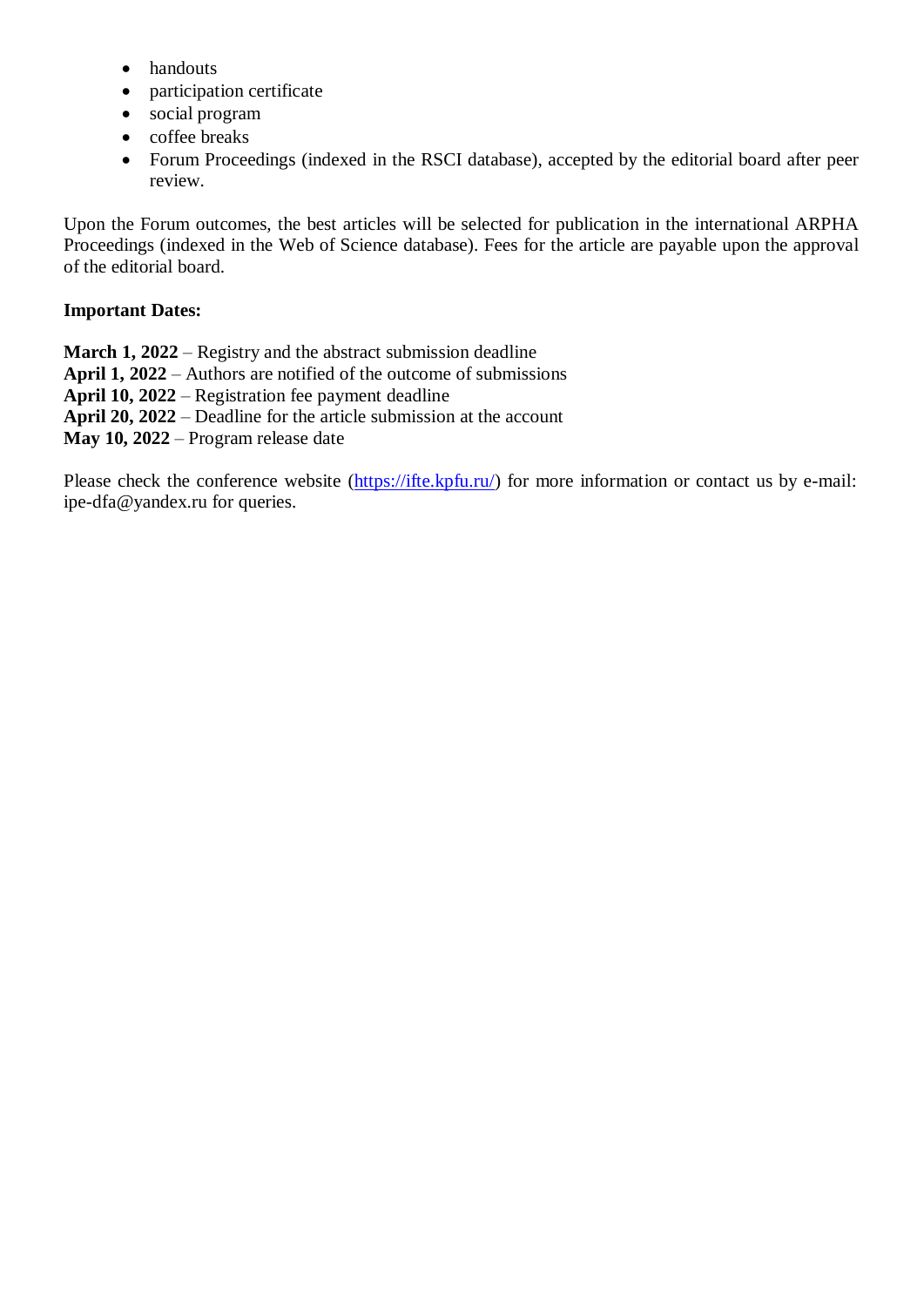- handouts
- participation certificate
- social program
- coffee breaks
- Forum Proceedings (indexed in the RSCI database), accepted by the editorial board after peer review.

Upon the Forum outcomes, the best articles will be selected for publication in the international ARPHA Proceedings (indexed in the Web of Science database). Fees for the article are payable upon the approval of the editorial board.

**Important Dates:**

**March 1, 2022** – Registry and the abstract submission deadline
**April 1, 2022** – Authors are notified of the outcome of submissions
**April 10, 2022** – Registration fee payment deadline
**April 20, 2022** – Deadline for the article submission at the account
**May 10, 2022** – Program release date

Please check the conference website (https://ifte.kpfu.ru/) for more information or contact us by e-mail: ipe-dfa@yandex.ru for queries.